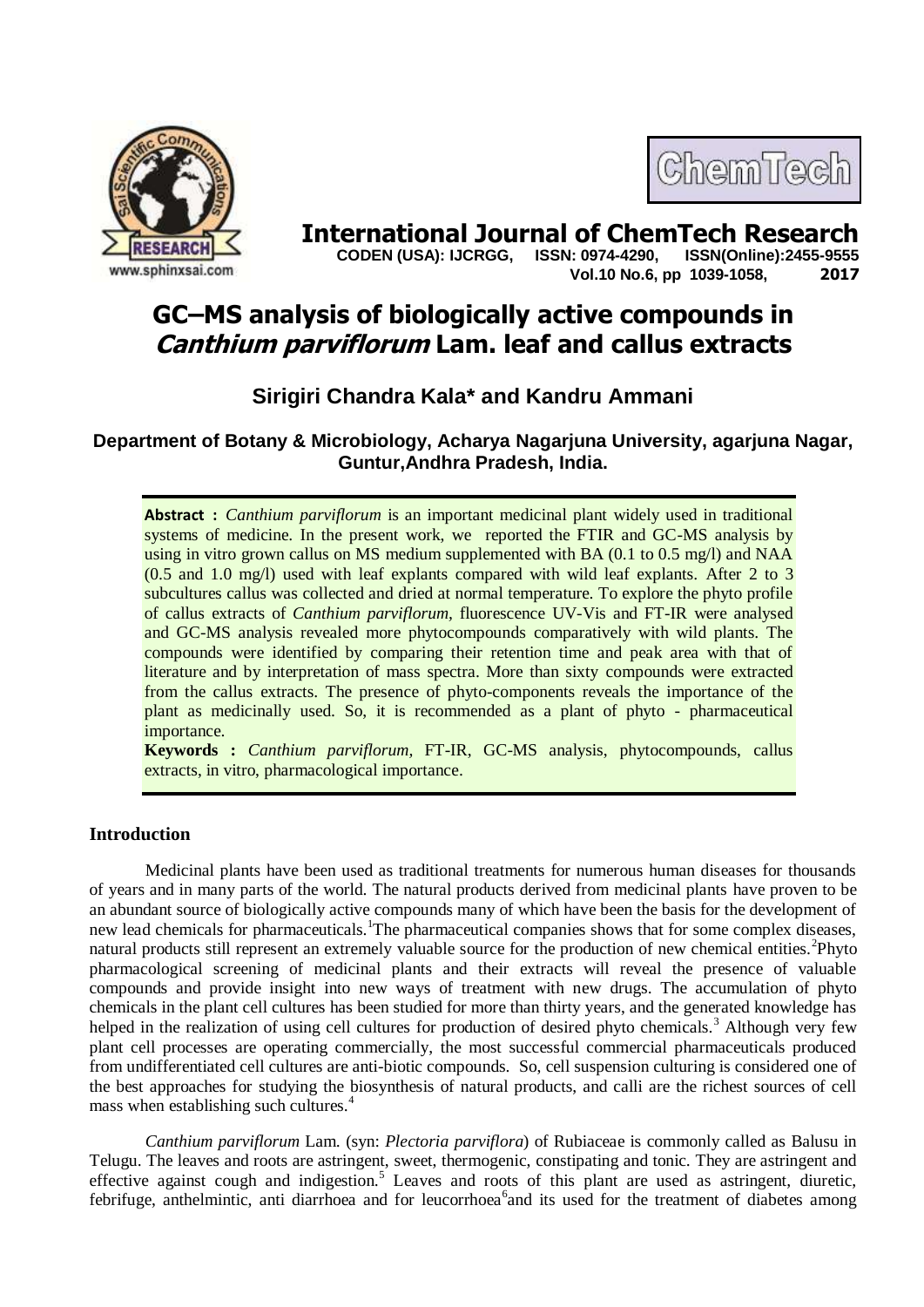# International Journal of ChemTech Research

**CODEN (USA): IJCRGG, ISSN: 0974-4290, ISSN(Online):2455-9555**
**Vol.10 No.6, pp 1039-1058, 2017**

# GC–MS analysis of biologically active compounds in *Canthium parviflorum* Lam. leaf and callus extracts

## Sirigiri Chandra Kala* and Kandru Ammani

**Department of Botany & Microbiology, Acharya Nagarjuna University, agarjuna Nagar, Guntur,Andhra Pradesh, India.**

**Abstract :** *Canthium parviflorum* is an important medicinal plant widely used in traditional systems of medicine. In the present work, we reported the FTIR and GC-MS analysis by using in vitro grown callus on MS medium supplemented with BA (0.1 to 0.5 mg/l) and NAA (0.5 and 1.0 mg/l) used with leaf explants compared with wild leaf explants. After 2 to 3 subcultures callus was collected and dried at normal temperature. To explore the phyto profile of callus extracts of *Canthium parviflorum,* fluorescence UV-Vis and FT-IR were analysed and GC-MS analysis revealed more phytocompounds comparatively with wild plants. The compounds were identified by comparing their retention time and peak area with that of literature and by interpretation of mass spectra. More than sixty compounds were extracted from the callus extracts. The presence of phyto-components reveals the importance of the plant as medicinally used. So, it is recommended as a plant of phyto - pharmaceutical importance.

**Keywords :** *Canthium parviflorum,* FT-IR, GC-MS analysis, phytocompounds, callus extracts, in vitro, pharmacological importance.

## Introduction

Medicinal plants have been used as traditional treatments for numerous human diseases for thousands of years and in many parts of the world. The natural products derived from medicinal plants have proven to be an abundant source of biologically active compounds many of which have been the basis for the development of new lead chemicals for pharmaceuticals.[1]The pharmaceutical companies shows that for some complex diseases, natural products still represent an extremely valuable source for the production of new chemical entities.[2]Phyto pharmacological screening of medicinal plants and their extracts will reveal the presence of valuable compounds and provide insight into new ways of treatment with new drugs. The accumulation of phyto chemicals in the plant cell cultures has been studied for more than thirty years, and the generated knowledge has helped in the realization of using cell cultures for production of desired phyto chemicals.[3] Although very few plant cell processes are operating commercially, the most successful commercial pharmaceuticals produced from undifferentiated cell cultures are anti-biotic compounds. So, cell suspension culturing is considered one of the best approaches for studying the biosynthesis of natural products, and calli are the richest sources of cell mass when establishing such cultures.[4]

*Canthium parviflorum* Lam. (syn: *Plectoria parviflora*) of Rubiaceae is commonly called as Balusu in Telugu. The leaves and roots are astringent, sweet, thermogenic, constipating and tonic. They are astringent and effective against cough and indigestion.[5] Leaves and roots of this plant are used as astringent, diuretic, febrifuge, anthelmintic, anti diarrhoea and for leucorrhoea[6]and its used for the treatment of diabetes among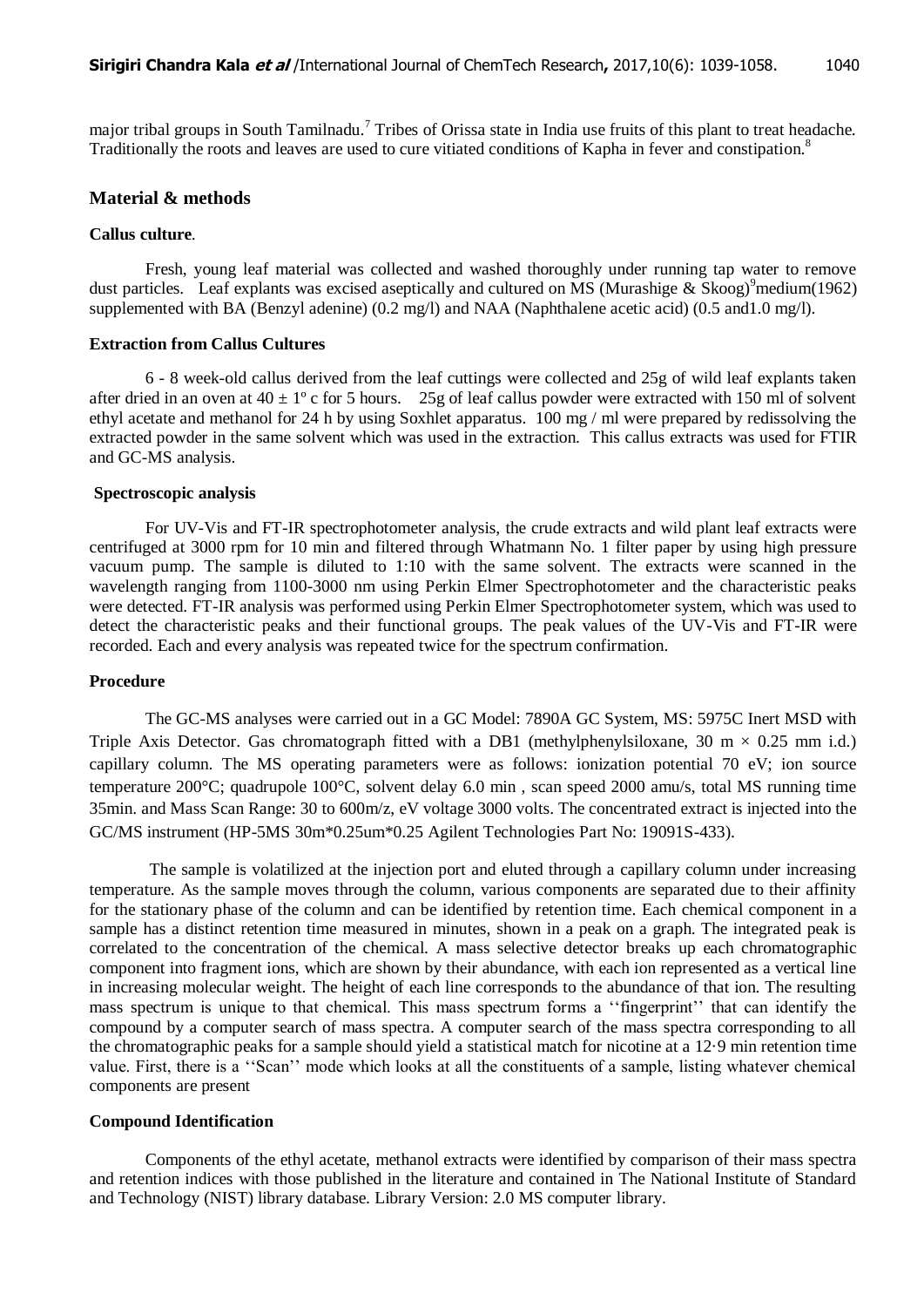major tribal groups in South Tamilnadu.[7] Tribes of Orissa state in India use fruits of this plant to treat headache. Traditionally the roots and leaves are used to cure vitiated conditions of Kapha in fever and constipation.[8]

## Material & methods

### Callus culture.

Fresh, young leaf material was collected and washed thoroughly under running tap water to remove dust particles. Leaf explants was excised aseptically and cultured on MS (Murashige & Skoog)[9]medium(1962) supplemented with BA (Benzyl adenine) (0.2 mg/l) and NAA (Naphthalene acetic acid) (0.5 and1.0 mg/l).

### Extraction from Callus Cultures

6 - 8 week-old callus derived from the leaf cuttings were collected and 25g of wild leaf explants taken after dried in an oven at $40 \pm 1^{o}$ c for 5 hours. 25g of leaf callus powder were extracted with 150 ml of solvent ethyl acetate and methanol for 24 h by using Soxhlet apparatus. 100 mg / ml were prepared by redissolving the extracted powder in the same solvent which was used in the extraction. This callus extracts was used for FTIR and GC-MS analysis.

### Spectroscopic analysis

For UV-Vis and FT-IR spectrophotometer analysis, the crude extracts and wild plant leaf extracts were centrifuged at 3000 rpm for 10 min and filtered through Whatmann No. 1 filter paper by using high pressure vacuum pump. The sample is diluted to 1:10 with the same solvent. The extracts were scanned in the wavelength ranging from 1100-3000 nm using Perkin Elmer Spectrophotometer and the characteristic peaks were detected. FT-IR analysis was performed using Perkin Elmer Spectrophotometer system, which was used to detect the characteristic peaks and their functional groups. The peak values of the UV-Vis and FT-IR were recorded. Each and every analysis was repeated twice for the spectrum confirmation.

### Procedure

The GC-MS analyses were carried out in a GC Model: 7890A GC System, MS: 5975C Inert MSD with Triple Axis Detector. Gas chromatograph fitted with a DB1 (methylphenylsiloxane, 30 m × 0.25 mm i.d.) capillary column. The MS operating parameters were as follows: ionization potential 70 eV; ion source temperature 200°C; quadrupole 100°C, solvent delay 6.0 min , scan speed 2000 amu/s, total MS running time 35min. and Mass Scan Range: 30 to 600m/z, eV voltage 3000 volts. The concentrated extract is injected into the GC/MS instrument (HP-5MS 30m*0.25um*0.25 Agilent Technologies Part No: 19091S-433).

The sample is volatilized at the injection port and eluted through a capillary column under increasing temperature. As the sample moves through the column, various components are separated due to their affinity for the stationary phase of the column and can be identified by retention time. Each chemical component in a sample has a distinct retention time measured in minutes, shown in a peak on a graph. The integrated peak is correlated to the concentration of the chemical. A mass selective detector breaks up each chromatographic component into fragment ions, which are shown by their abundance, with each ion represented as a vertical line in increasing molecular weight. The height of each line corresponds to the abundance of that ion. The resulting mass spectrum is unique to that chemical. This mass spectrum forms a ''fingerprint'' that can identify the compound by a computer search of mass spectra. A computer search of the mass spectra corresponding to all the chromatographic peaks for a sample should yield a statistical match for nicotine at a 12·9 min retention time value. First, there is a ''Scan'' mode which looks at all the constituents of a sample, listing whatever chemical components are present

### Compound Identification

Components of the ethyl acetate, methanol extracts were identified by comparison of their mass spectra and retention indices with those published in the literature and contained in The National Institute of Standard and Technology (NIST) library database. Library Version: 2.0 MS computer library.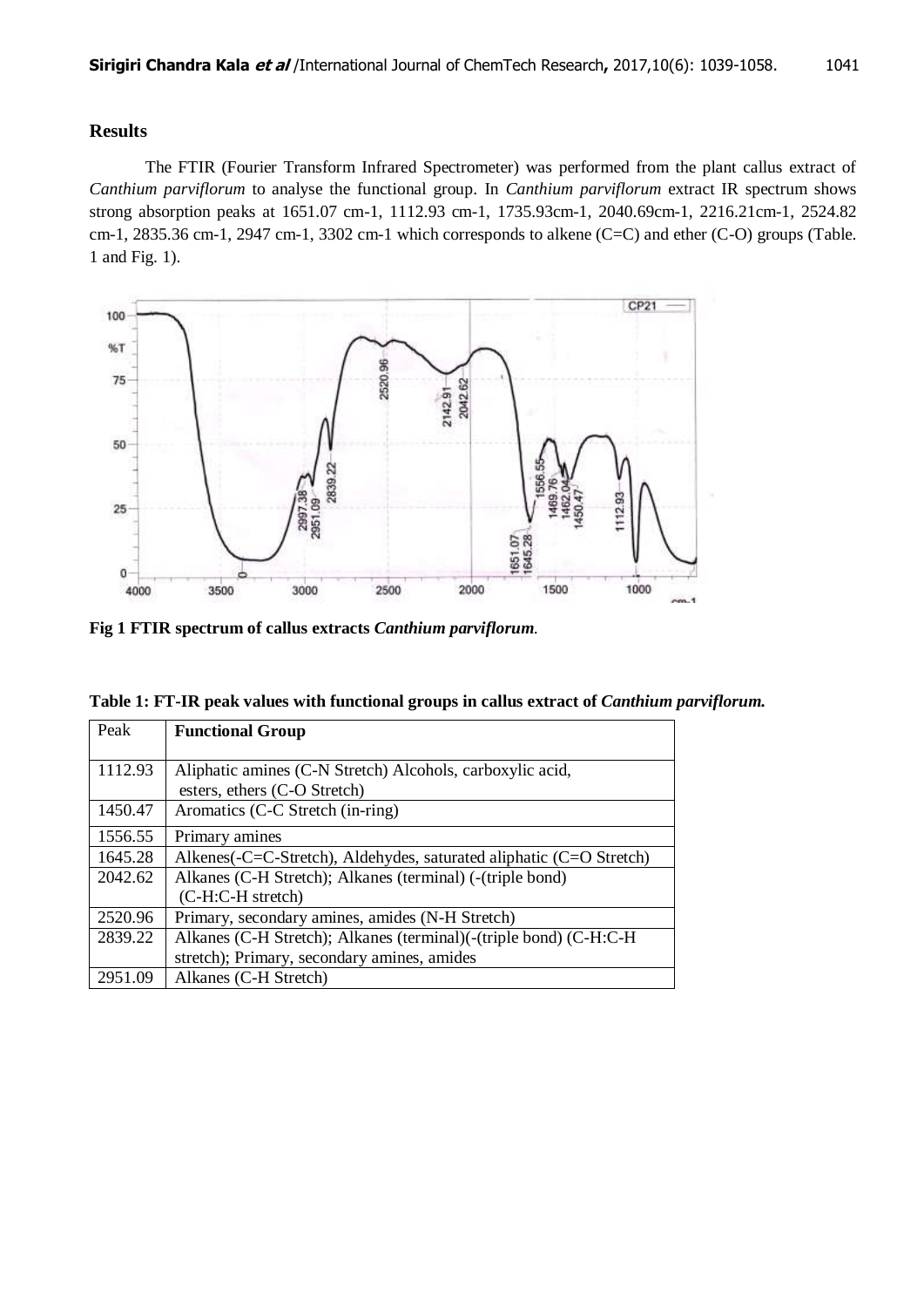## Results

The FTIR (Fourier Transform Infrared Spectrometer) was performed from the plant callus extract of *Canthium parviflorum* to analyse the functional group. In *Canthium parviflorum* extract IR spectrum shows strong absorption peaks at 1651.07 cm-1, 1112.93 cm-1, 1735.93cm-1, 2040.69cm-1, 2216.21cm-1, 2524.82 cm-1, 2835.36 cm-1, 2947 cm-1, 3302 cm-1 which corresponds to alkene (C=C) and ether (C-O) groups (Table. 1 and Fig. 1).

**Fig 1 FTIR spectrum of callus extracts *Canthium parviflorum*.**

**Table 1: FT-IR peak values with functional groups in callus extract of *Canthium parviflorum.***

| Peak | **Functional Group** |
|---|---|
| 1112.93 | Aliphatic amines (C-N Stretch) Alcohols, carboxylic acid, esters, ethers (C-O Stretch) |
| 1450.47 | Aromatics (C-C Stretch (in-ring) |
| 1556.55 | Primary amines |
| 1645.28 | Alkenes(-C=C-Stretch), Aldehydes, saturated aliphatic (C=O Stretch) |
| 2042.62 | Alkanes (C-H Stretch); Alkanes (terminal) (-(triple bond) (C-H:C-H stretch) |
| 2520.96 | Primary, secondary amines, amides (N-H Stretch) |
| 2839.22 | Alkanes (C-H Stretch); Alkanes (terminal)(-(triple bond) (C-H:C-H stretch); Primary, secondary amines, amides |
| 2951.09 | Alkanes (C-H Stretch) |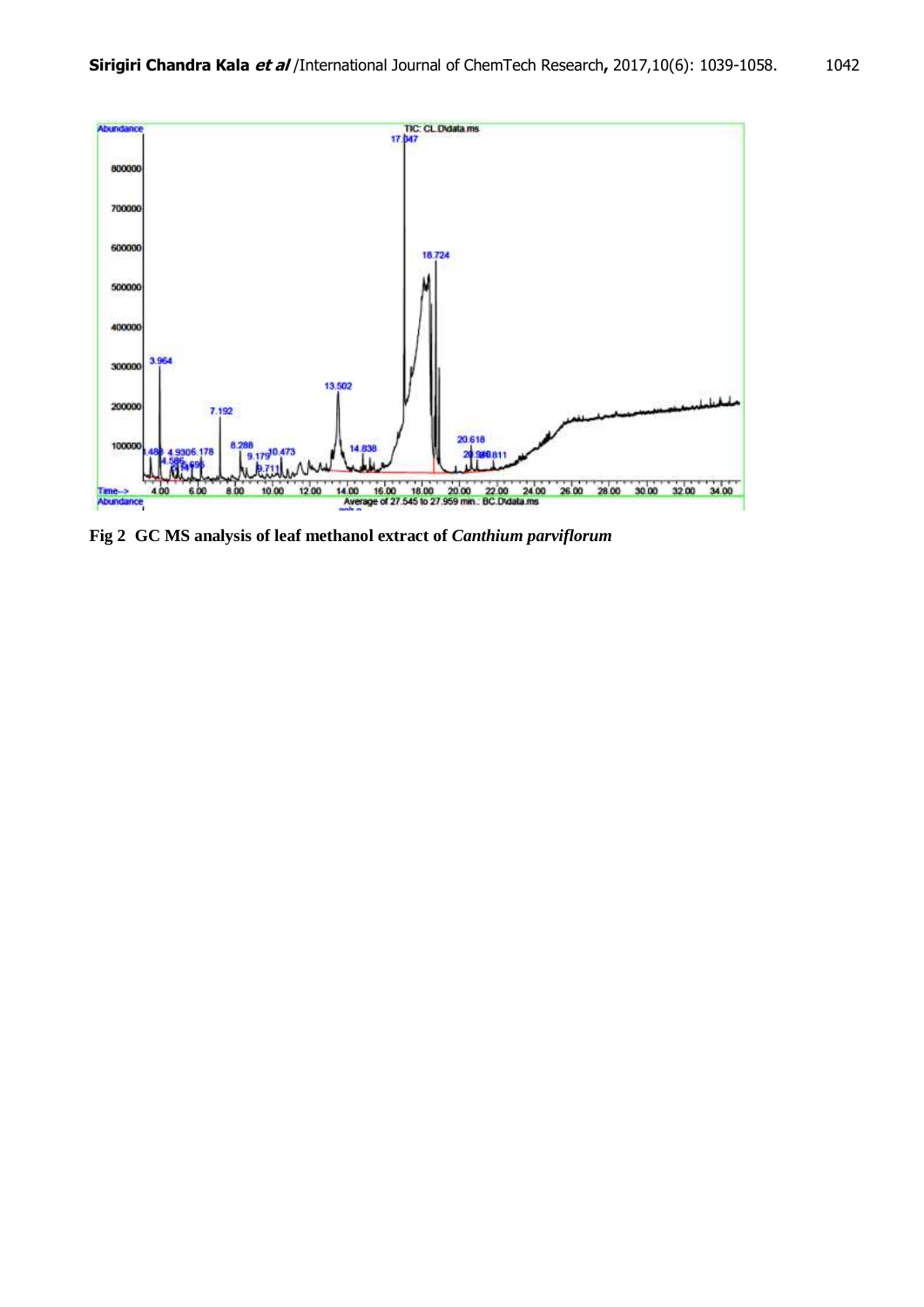**Fig 2 GC MS analysis of leaf methanol extract of *Canthium parviflorum***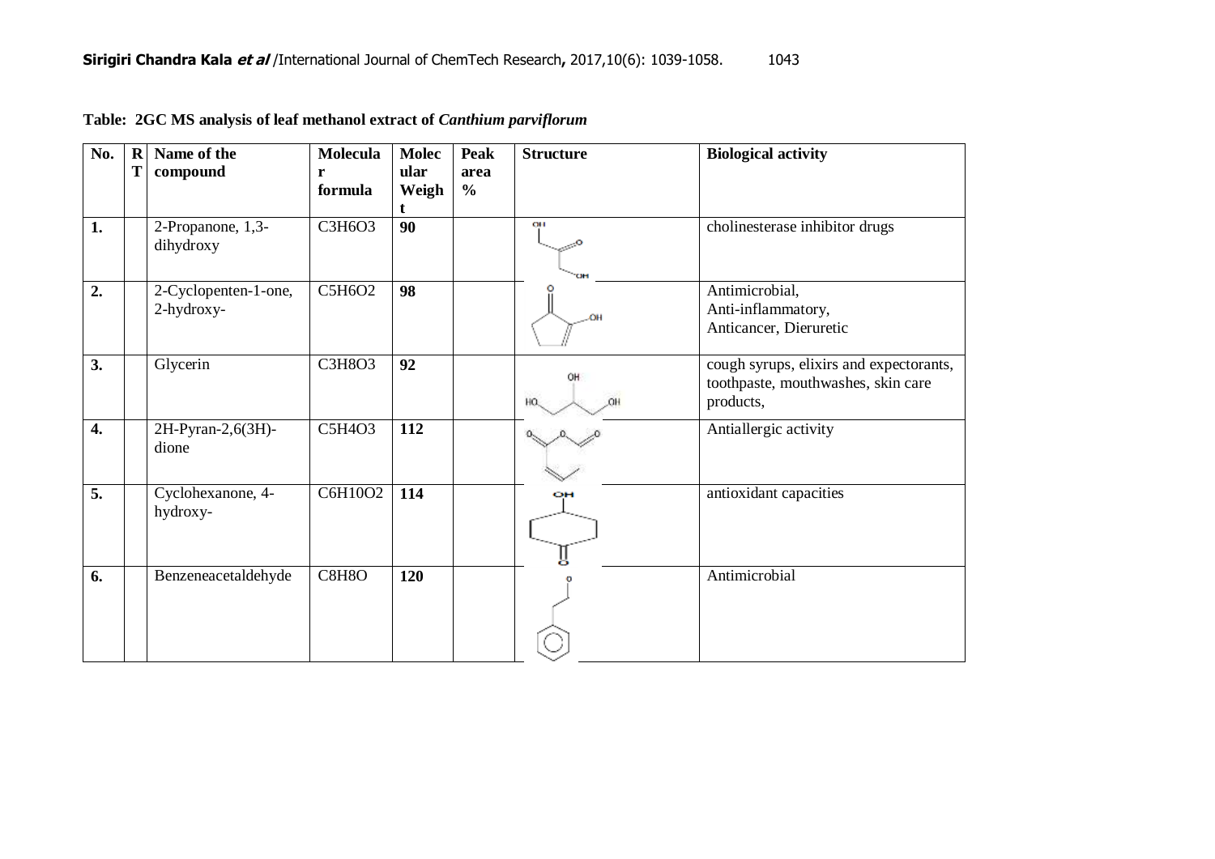**Table: 2GC MS analysis of leaf methanol extract of *Canthium parviflorum***

| No. | RT | Name of the compound | Molecular formula | Molecular Weight | Peak area % | Structure | Biological activity |
|---|---|---|---|---|---|---|---|
| **1.** | | 2-Propanone, 1,3-dihydroxy | $C_3H_6O_3$ | **90** | | | cholinesterase inhibitor drugs |
| **2.** | | 2-Cyclopenten-1-one, 2-hydroxy- | $C_5H_6O_2$ | **98** | | | Antimicrobial, Anti-inflammatory, Anticancer, Dieruretic |
| **3.** | | Glycerin | $C_3H_8O_3$ | **92** | | | cough syrups, elixirs and expectorants, toothpaste, mouthwashes, skin care products, |
| **4.** | | 2H-Pyran-2,6(3H)-dione | $C_5H_4O_3$ | **112** | | | Antiallergic activity |
| **5.** | | Cyclohexanone, 4-hydroxy- | $C_6H_{10}O_2$ | **114** | | | antioxidant capacities |
| **6.** | | Benzeneacetaldehyde | $C_8H_8O$ | **120** | | | Antimicrobial |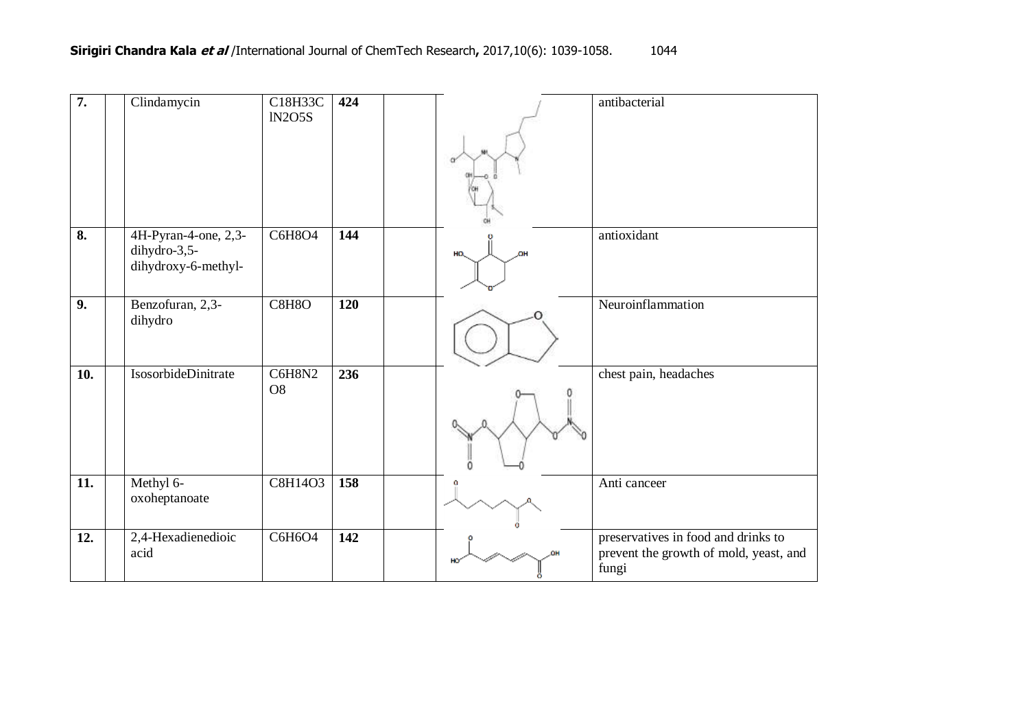| 7. | | Clindamycin | C18H33ClN2O5S | **424** | | | antibacterial |
|---|---|---|---|---|---|---|---|
| **8.** | | 4H-Pyran-4-one, 2,3-dihydro-3,5-dihydroxy-6-methyl- | C6H8O4 | **144** | | | antioxidant |
| **9.** | | Benzofuran, 2,3-dihydro | C8H8O | **120** | | | Neuroinflammation |
| **10.** | | IsosorbideDinitrate | C6H8N2O8 | **236** | | | chest pain, headaches |
| **11.** | | Methyl 6-oxoheptanoate | C8H14O3 | **158** | | | Anti canceer |
| **12.** | | 2,4-Hexadienedioic acid | C6H6O4 | **142** | | | preservatives in food and drinks to prevent the growth of mold, yeast, and fungi |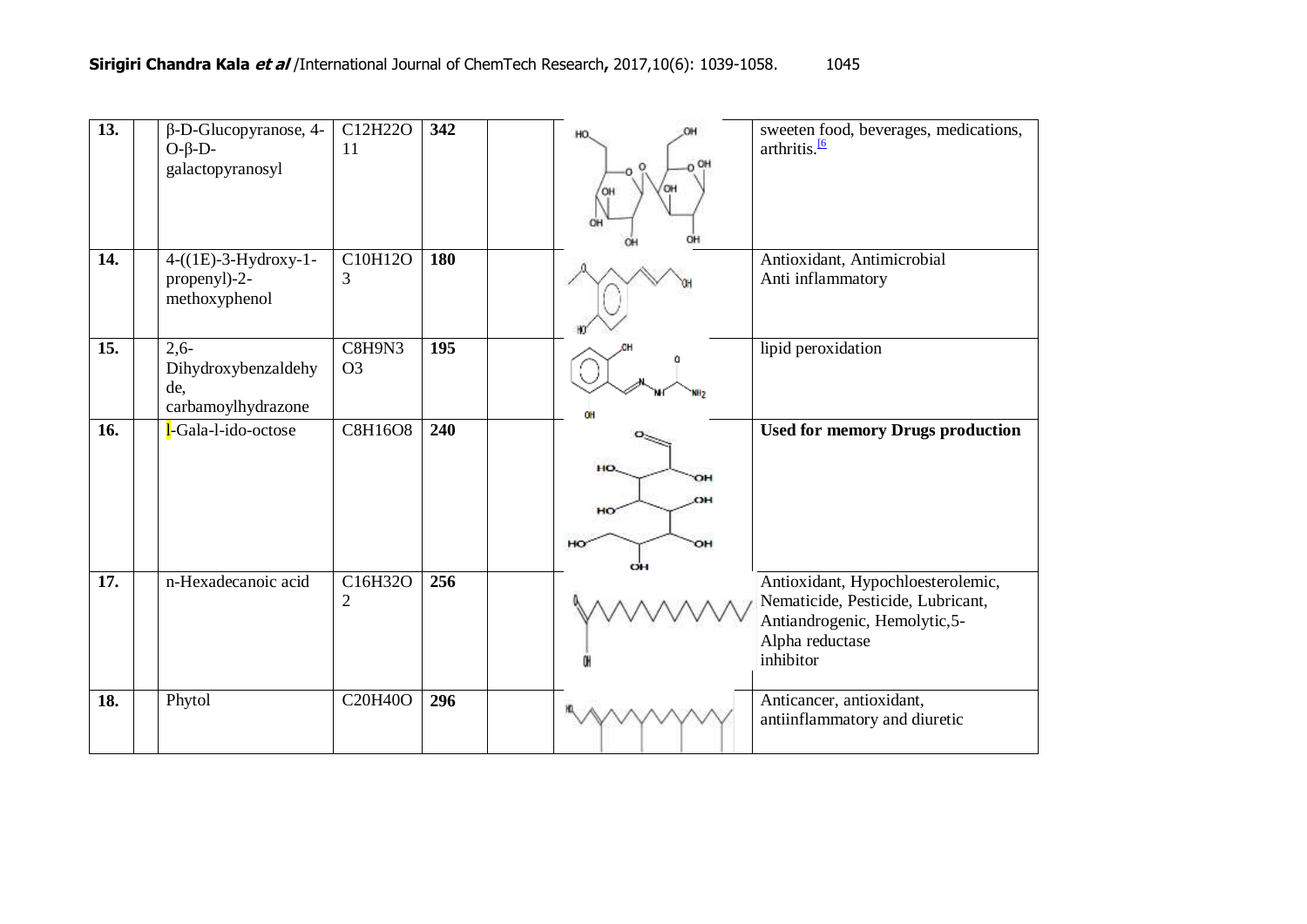| | | | | | | |
|---|---|---|---|---|---|---|
| **13.** | | β-D-Glucopyranose, 4-O-β-D-galactopyranosyl | $C_{12}H_{22}O_{11}$ | **342** | | | sweeten food, beverages, medications, arthritis.[6 |
| **14.** | | 4-((1E)-3-Hydroxy-1-propenyl)-2-methoxyphenol | $C_{10}H_{12}O_3$ | **180** | | | Antioxidant, Antimicrobial Anti inflammatory |
| **15.** | | 2,6-Dihydroxybenzaldehyde, carbamoylhydrazone | $C_8H_9N_3O_3$ | **195** | | | lipid peroxidation |
| **16.** | | l-Gala-l-ido-octose | $C_8H_{16}O_8$ | **240** | | | **Used for memory Drugs production** |
| **17.** | | n-Hexadecanoic acid | $C_{16}H_{32}O_2$ | **256** | | | Antioxidant, Hypochloesterolemic, Nematicide, Pesticide, Lubricant, Antiandrogenic, Hemolytic,5-Alpha reductase inhibitor |
| **18.** | | Phytol | $C_{20}H_{40}O$ | **296** | | | Anticancer, antioxidant, antiinflammatory and diuretic |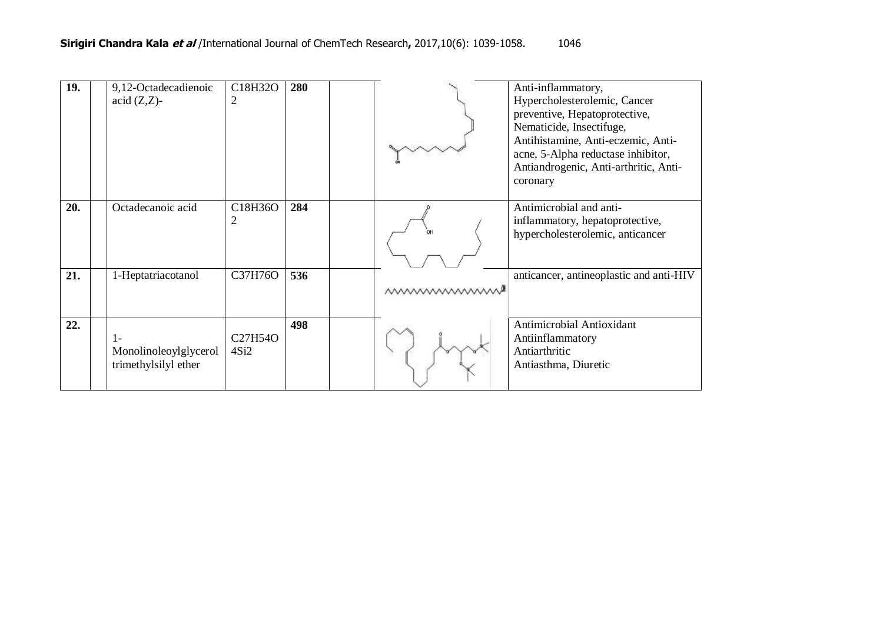| 19. | | 9,12-Octadecadienoic acid (Z,Z)- | C18H32O2 | **280** | | | Anti-inflammatory, Hypercholesterolemic, Cancer preventive, Hepatoprotective, Nematicide, Insectifuge, Antihistamine, Anti-eczemic, Anti-acne, 5-Alpha reductase inhibitor, Antiandrogenic, Anti-arthritic, Anti-coronary |
|---|---|---|---|---|---|---|---|
| **20.** | | Octadecanoic acid | C18H36O2 | **284** | | | Antimicrobial and anti-inflammatory, hepatoprotective, hypercholesterolemic, anticancer |
| **21.** | | 1-Heptatriacotanol | C37H76O | **536** | | | anticancer, antineoplastic and anti-HIV |
| **22.** | | 1-Monolinoleoylglycerol trimethylsilyl ether | C27H54O4Si2 | **498** | | | Antimicrobial Antioxidant Antiinflammatory Antiarthritic Antiasthma, Diuretic |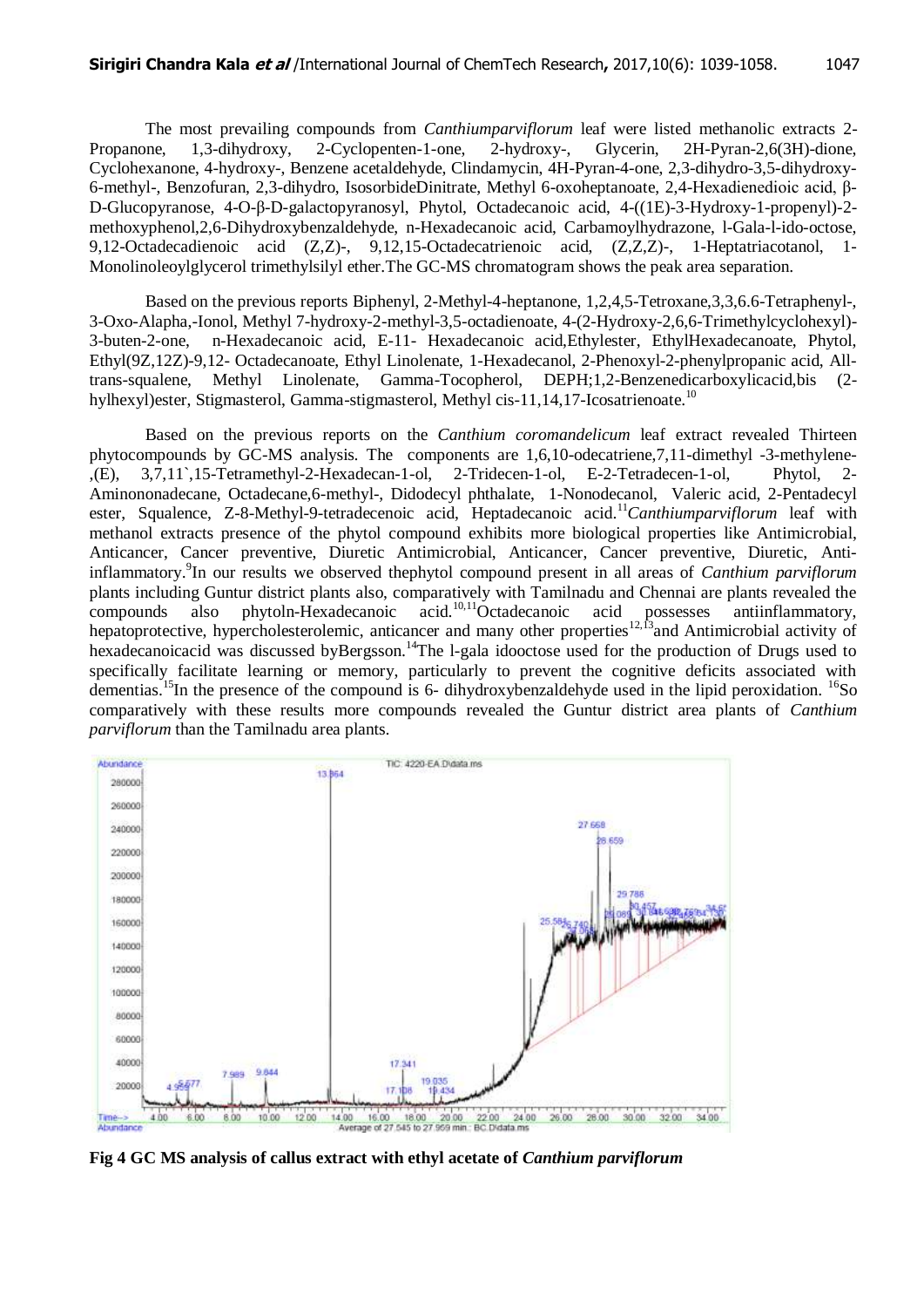The most prevailing compounds from *Canthiumparviflorum* leaf were listed methanolic extracts 2-Propanone, 1,3-dihydroxy, 2-Cyclopenten-1-one, 2-hydroxy-, Glycerin, 2H-Pyran-2,6(3H)-dione, Cyclohexanone, 4-hydroxy-, Benzene acetaldehyde, Clindamycin, 4H-Pyran-4-one, 2,3-dihydro-3,5-dihydroxy-6-methyl-, Benzofuran, 2,3-dihydro, IsosorbideDinitrate, Methyl 6-oxoheptanoate, 2,4-Hexadienedioic acid, β-D-Glucopyranose, 4-O-β-D-galactopyranosyl, Phytol, Octadecanoic acid, 4-((1E)-3-Hydroxy-1-propenyl)-2-methoxyphenol,2,6-Dihydroxybenzaldehyde, n-Hexadecanoic acid, Carbamoylhydrazone, l-Gala-l-ido-octose, 9,12-Octadecadienoic acid (Z,Z)-, 9,12,15-Octadecatrienoic acid, (Z,Z,Z)-, 1-Heptatriacotanol, 1-Monolinoleoylglycerol trimethylsilyl ether.The GC-MS chromatogram shows the peak area separation.

Based on the previous reports Biphenyl, 2-Methyl-4-heptanone, 1,2,4,5-Tetroxane,3,3,6.6-Tetraphenyl-, 3-Oxo-Alapha,-Ionol, Methyl 7-hydroxy-2-methyl-3,5-octadienoate, 4-(2-Hydroxy-2,6,6-Trimethylcyclohexyl)-3-buten-2-one, n-Hexadecanoic acid, E-11- Hexadecanoic acid,Ethylester, EthylHexadecanoate, Phytol, Ethyl(9Z,12Z)-9,12- Octadecanoate, Ethyl Linolenate, 1-Hexadecanol, 2-Phenoxyl-2-phenylpropanic acid, All-trans-squalene, Methyl Linolenate, Gamma-Tocopherol, DEPH;1,2-Benzenedicarboxylicacid,bis (2-hylhexyl)ester, Stigmasterol, Gamma-stigmasterol, Methyl cis-11,14,17-Icosatrienoate.[10]

Based on the previous reports on the *Canthium coromandelicum* leaf extract revealed Thirteen phytocompounds by GC-MS analysis. The components are 1,6,10-odecatriene,7,11-dimethyl -3-methylene-,(E), 3,7,11`,15-Tetramethyl-2-Hexadecan-1-ol, 2-Tridecen-1-ol, E-2-Tetradecen-1-ol, Phytol, 2-Aminononadecane, Octadecane,6-methyl-, Didodecyl phthalate, 1-Nonodecanol, Valeric acid, 2-Pentadecyl ester, Squalence, Z-8-Methyl-9-tetradecenoic acid, Heptadecanoic acid.[11]*Canthiumparviflorum* leaf with methanol extracts presence of the phytol compound exhibits more biological properties like Antimicrobial, Anticancer, Cancer preventive, Diuretic Antimicrobial, Anticancer, Cancer preventive, Diuretic, Anti-inflammatory.[9]In our results we observed thephytol compound present in all areas of *Canthium parviflorum* plants including Guntur district plants also, comparatively with Tamilnadu and Chennai are plants revealed the compounds also phytoln-Hexadecanoic acid.[10,11]Octadecanoic acid possesses antiinflammatory, hepatoprotective, hypercholesterolemic, anticancer and many other properties[12,13]and Antimicrobial activity of hexadecanoicacid was discussed byBergsson.[14]The l-gala idooctose used for the production of Drugs used to specifically facilitate learning or memory, particularly to prevent the cognitive deficits associated with dementias.[15]In the presence of the compound is 6- dihydroxybenzaldehyde used in the lipid peroxidation. [16]So comparatively with these results more compounds revealed the Guntur district area plants of *Canthium parviflorum* than the Tamilnadu area plants.

**Fig 4 GC MS analysis of callus extract with ethyl acetate of *Canthium parviflorum***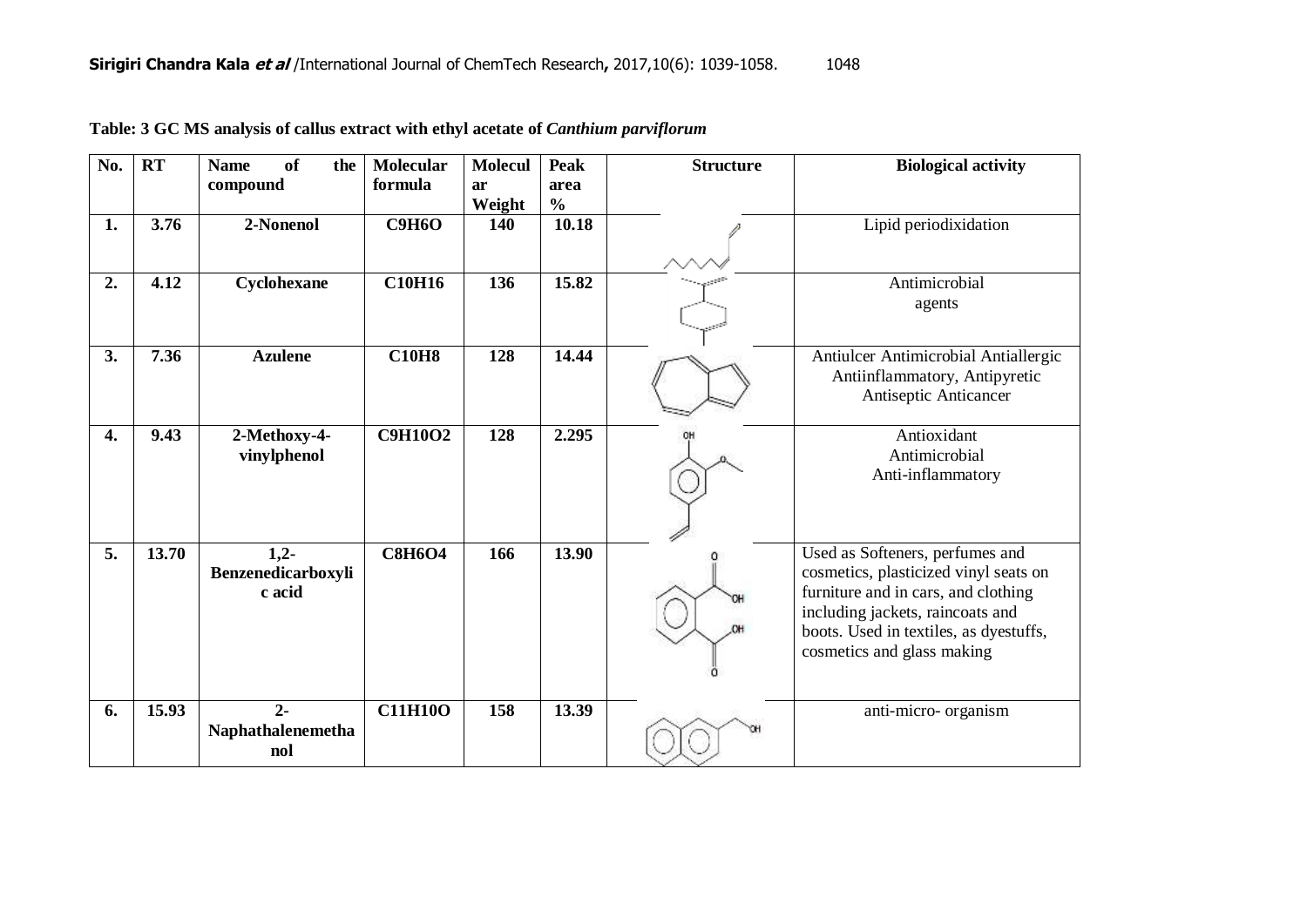**Table: 3 GC MS analysis of callus extract with ethyl acetate of *Canthium parviflorum***

| No. | RT | Name of the compound | Molecular formula | Molecular Weight | Peak area % | Structure | Biological activity |
|---|---|---|---|---|---|---|---|
| 1. | 3.76 | 2-Nonenol | C9H6O | 140 | 10.18 | | Lipid periodixidation |
| 2. | 4.12 | Cyclohexane | C10H16 | 136 | 15.82 | | Antimicrobial agents |
| 3. | 7.36 | Azulene | C10H8 | 128 | 14.44 | | Antiulcer Antimicrobial Antiallergic Antiinflammatory, Antipyretic Antiseptic Anticancer |
| 4. | 9.43 | 2-Methoxy-4-vinylphenol | C9H10O2 | 128 | 2.295 | | Antioxidant Antimicrobial Anti-inflammatory |
| 5. | 13.70 | 1,2-Benzenedicarboxylic acid | C8H6O4 | 166 | 13.90 | | Used as Softeners, perfumes and cosmetics, plasticized vinyl seats on furniture and in cars, and clothing including jackets, raincoats and boots. Used in textiles, as dyestuffs, cosmetics and glass making |
| 6. | 15.93 | 2-Naphathalenemethanol | C11H10O | 158 | 13.39 | | anti-micro- organism |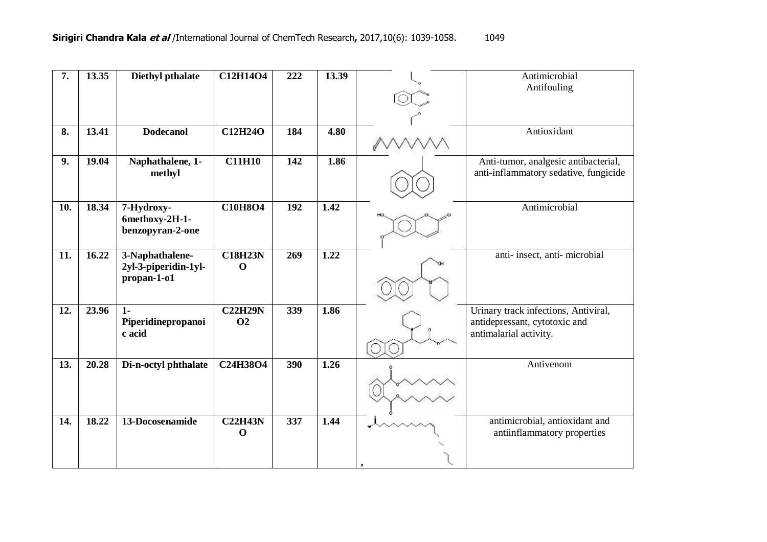| 7. | 13.35 | Diethyl pthalate | C12H14O4 | 222 | 13.39 | | Antimicrobial Antifouling |
|---|---|---|---|---|---|---|---|
| 8. | 13.41 | Dodecanol | C12H24O | 184 | 4.80 | | Antioxidant |
| 9. | 19.04 | Naphathalene, 1-methyl | C11H10 | 142 | 1.86 | | Anti-tumor, analgesic antibacterial, anti-inflammatory sedative, fungicide |
| 10. | 18.34 | 7-Hydroxy-6methoxy-2H-1-benzopyran-2-one | C10H8O4 | 192 | 1.42 | | Antimicrobial |
| 11. | 16.22 | 3-Naphathalene-2yl-3-piperidin-1yl-propan-1-o1 | C18H23NO | 269 | 1.22 | | anti- insect, anti- microbial |
| 12. | 23.96 | 1-Piperidinepropanoic acid | C22H29NO2 | 339 | 1.86 | | Urinary track infections, Antiviral, antidepressant, cytotoxic and antimalarial activity. |
| 13. | 20.28 | Di-n-octyl phthalate | C24H38O4 | 390 | 1.26 | | Antivenom |
| 14. | 18.22 | 13-Docosenamide | C22H43NO | 337 | 1.44 | , | antimicrobial, antioxidant and antiinflammatory properties |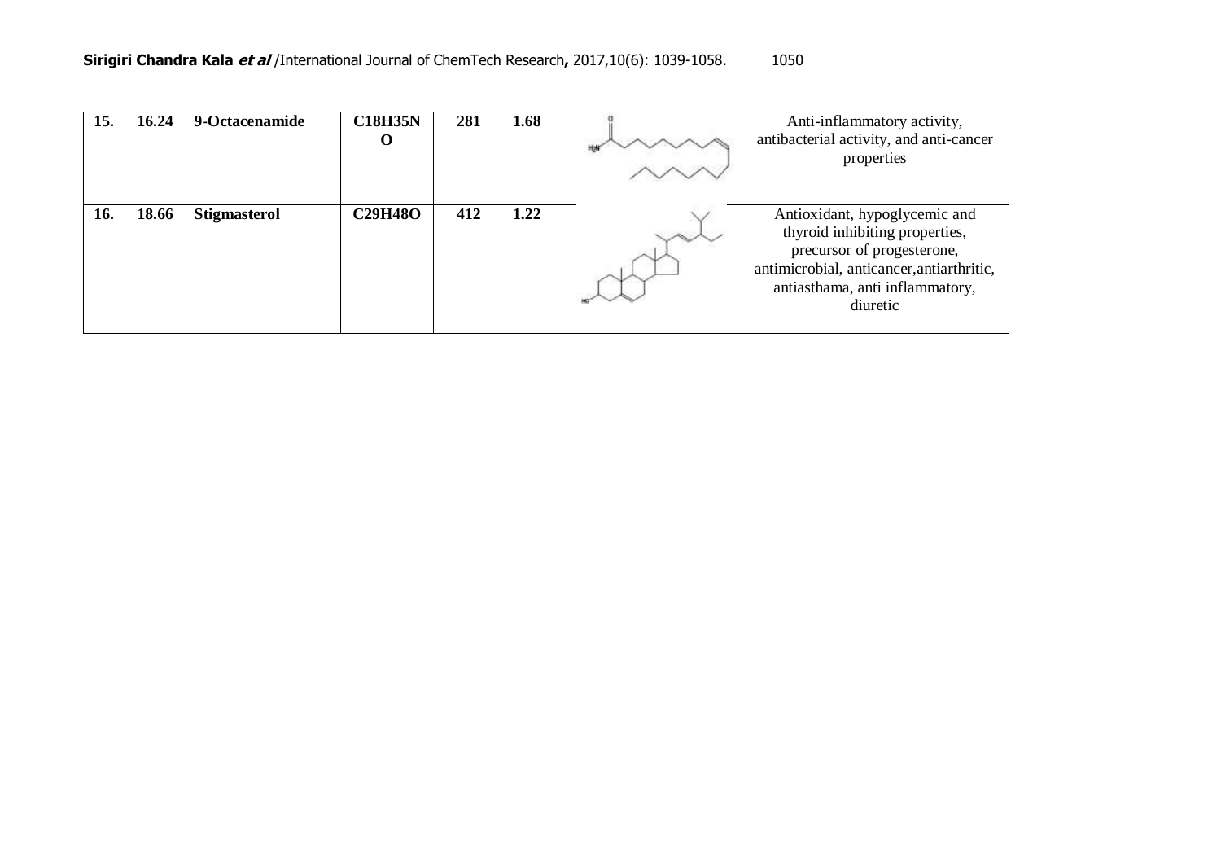| 15. | 16.24 | 9-Octacenamide | C18H35NO | 281 | 1.68 | | Anti-inflammatory activity, antibacterial activity, and anti-cancer properties |
|---|---|---|---|---|---|---|---|
| 16. | 18.66 | Stigmasterol | C29H48O | 412 | 1.22 | | Antioxidant, hypoglycemic and thyroid inhibiting properties, precursor of progesterone, antimicrobial, anticancer,antiarthritic, antiasthama, anti inflammatory, diuretic |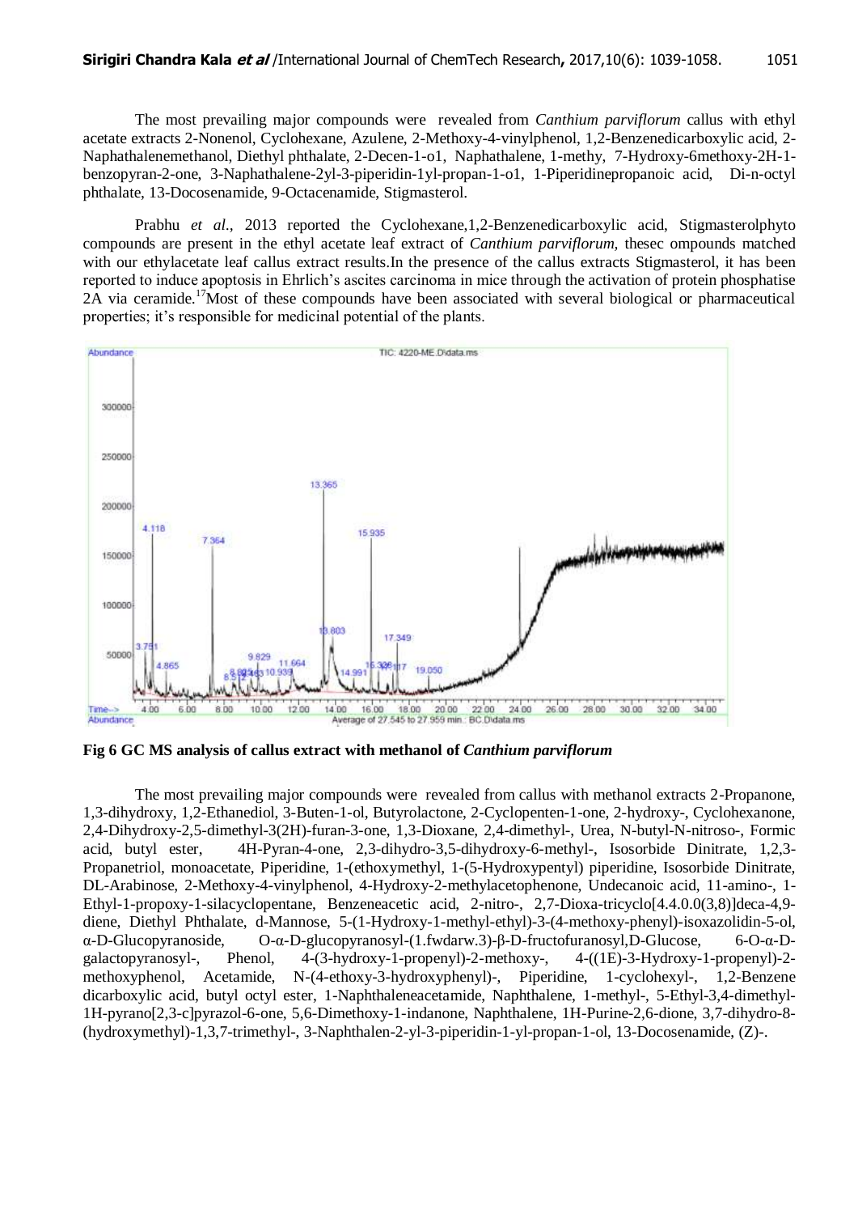The most prevailing major compounds were revealed from *Canthium parviflorum* callus with ethyl acetate extracts 2-Nonenol, Cyclohexane, Azulene, 2-Methoxy-4-vinylphenol, 1,2-Benzenedicarboxylic acid, 2-Naphathalenemethanol, Diethyl phthalate, 2-Decen-1-o1, Naphathalene, 1-methy, 7-Hydroxy-6methoxy-2H-1-benzopyran-2-one, 3-Naphathalene-2yl-3-piperidin-1yl-propan-1-o1, 1-Piperidinepropanoic acid, Di-n-octyl phthalate, 13-Docosenamide, 9-Octacenamide, Stigmasterol.

Prabhu *et al*., 2013 reported the Cyclohexane,1,2-Benzenedicarboxylic acid, Stigmasterolphyto compounds are present in the ethyl acetate leaf extract of *Canthium parviflorum*, thesec ompounds matched with our ethylacetate leaf callus extract results.In the presence of the callus extracts Stigmasterol, it has been reported to induce apoptosis in Ehrlich's ascites carcinoma in mice through the activation of protein phosphatise 2A via ceramide.[17]Most of these compounds have been associated with several biological or pharmaceutical properties; it's responsible for medicinal potential of the plants.

**Fig 6 GC MS analysis of callus extract with methanol of *Canthium parviflorum***

The most prevailing major compounds were revealed from callus with methanol extracts 2-Propanone, 1,3-dihydroxy, 1,2-Ethanediol, 3-Buten-1-ol, Butyrolactone, 2-Cyclopenten-1-one, 2-hydroxy-, Cyclohexanone, 2,4-Dihydroxy-2,5-dimethyl-3(2H)-furan-3-one, 1,3-Dioxane, 2,4-dimethyl-, Urea, N-butyl-N-nitroso-, Formic acid, butyl ester, 4H-Pyran-4-one, 2,3-dihydro-3,5-dihydroxy-6-methyl-, Isosorbide Dinitrate, 1,2,3-Propanetriol, monoacetate, Piperidine, 1-(ethoxymethyl, 1-(5-Hydroxypentyl) piperidine, Isosorbide Dinitrate, DL-Arabinose, 2-Methoxy-4-vinylphenol, 4-Hydroxy-2-methylacetophenone, Undecanoic acid, 11-amino-, 1-Ethyl-1-propoxy-1-silacyclopentane, Benzeneacetic acid, 2-nitro-, 2,7-Dioxa-tricyclo[4.4.0.0(3,8)]deca-4,9-diene, Diethyl Phthalate, d-Mannose, 5-(1-Hydroxy-1-methyl-ethyl)-3-(4-methoxy-phenyl)-isoxazolidin-5-ol, α-D-Glucopyranoside, O-α-D-glucopyranosyl-(1.fwdarw.3)-β-D-fructofuranosyl,D-Glucose, 6-O-α-D-galactopyranosyl-, Phenol, 4-(3-hydroxy-1-propenyl)-2-methoxy-, 4-((1E)-3-Hydroxy-1-propenyl)-2-methoxyphenol, Acetamide, N-(4-ethoxy-3-hydroxyphenyl)-, Piperidine, 1-cyclohexyl-, 1,2-Benzene dicarboxylic acid, butyl octyl ester, 1-Naphthaleneacetamide, Naphthalene, 1-methyl-, 5-Ethyl-3,4-dimethyl-1H-pyrano[2,3-c]pyrazol-6-one, 5,6-Dimethoxy-1-indanone, Naphthalene, 1H-Purine-2,6-dione, 3,7-dihydro-8-(hydroxymethyl)-1,3,7-trimethyl-, 3-Naphthalen-2-yl-3-piperidin-1-yl-propan-1-ol, 13-Docosenamide, (Z)-.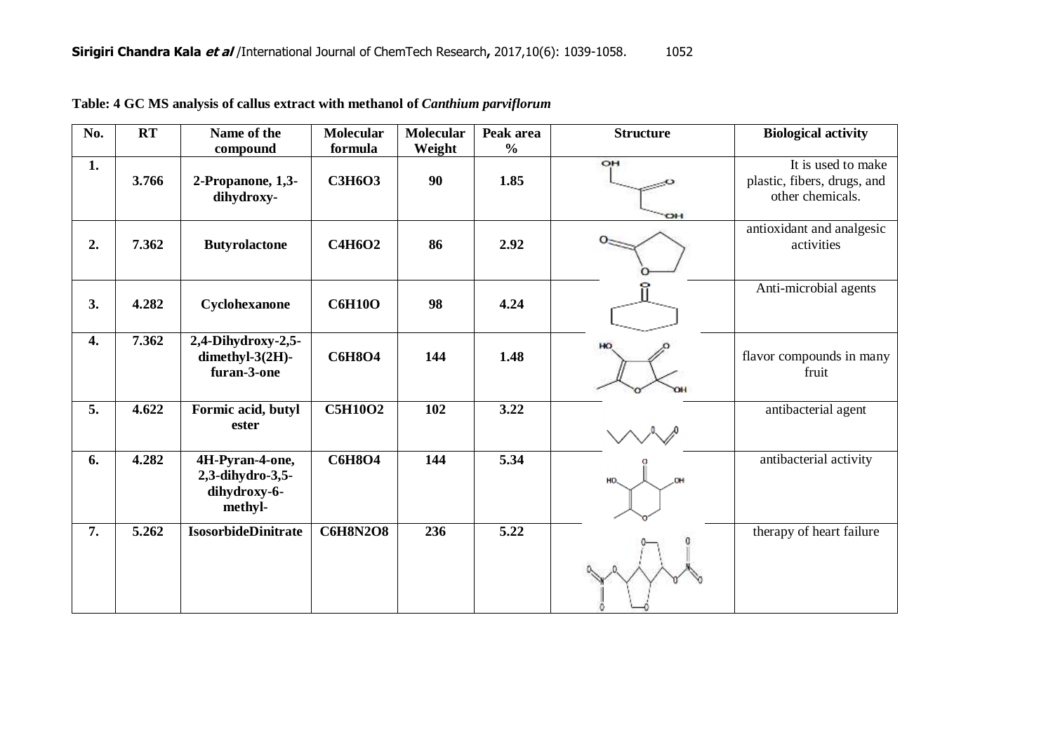**Table: 4 GC MS analysis of callus extract with methanol of *Canthium parviflorum***

| No. | RT | Name of the compound | Molecular formula | Molecular Weight | Peak area % | Structure | Biological activity |
|---|---|---|---|---|---|---|---|
| **1.** | **3.766** | **2-Propanone, 1,3-dihydroxy-** | **$C_3H_6O_3$** | **90** | **1.85** | | It is used to make plastic, fibers, drugs, and other chemicals. |
| **2.** | **7.362** | **Butyrolactone** | **$C_4H_6O_2$** | **86** | **2.92** | | antioxidant and analgesic activities |
| **3.** | **4.282** | **Cyclohexanone** | **$C_6H_{10}O$** | **98** | **4.24** | | Anti-microbial agents |
| **4.** | **7.362** | **2,4-Dihydroxy-2,5-dimethyl-3(2H)-furan-3-one** | **$C_6H_8O_4$** | **144** | **1.48** | | flavor compounds in many fruit |
| **5.** | **4.622** | **Formic acid, butyl ester** | **$C_5H_{10}O_2$** | **102** | **3.22** | | antibacterial agent |
| **6.** | **4.282** | **4H-Pyran-4-one, 2,3-dihydro-3,5-dihydroxy-6-methyl-** | **$C_6H_8O_4$** | **144** | **5.34** | | antibacterial activity |
| **7.** | **5.262** | **IsosorbideDinitrate** | **$C_6H_8N_2O_8$** | **236** | **5.22** | | therapy of heart failure |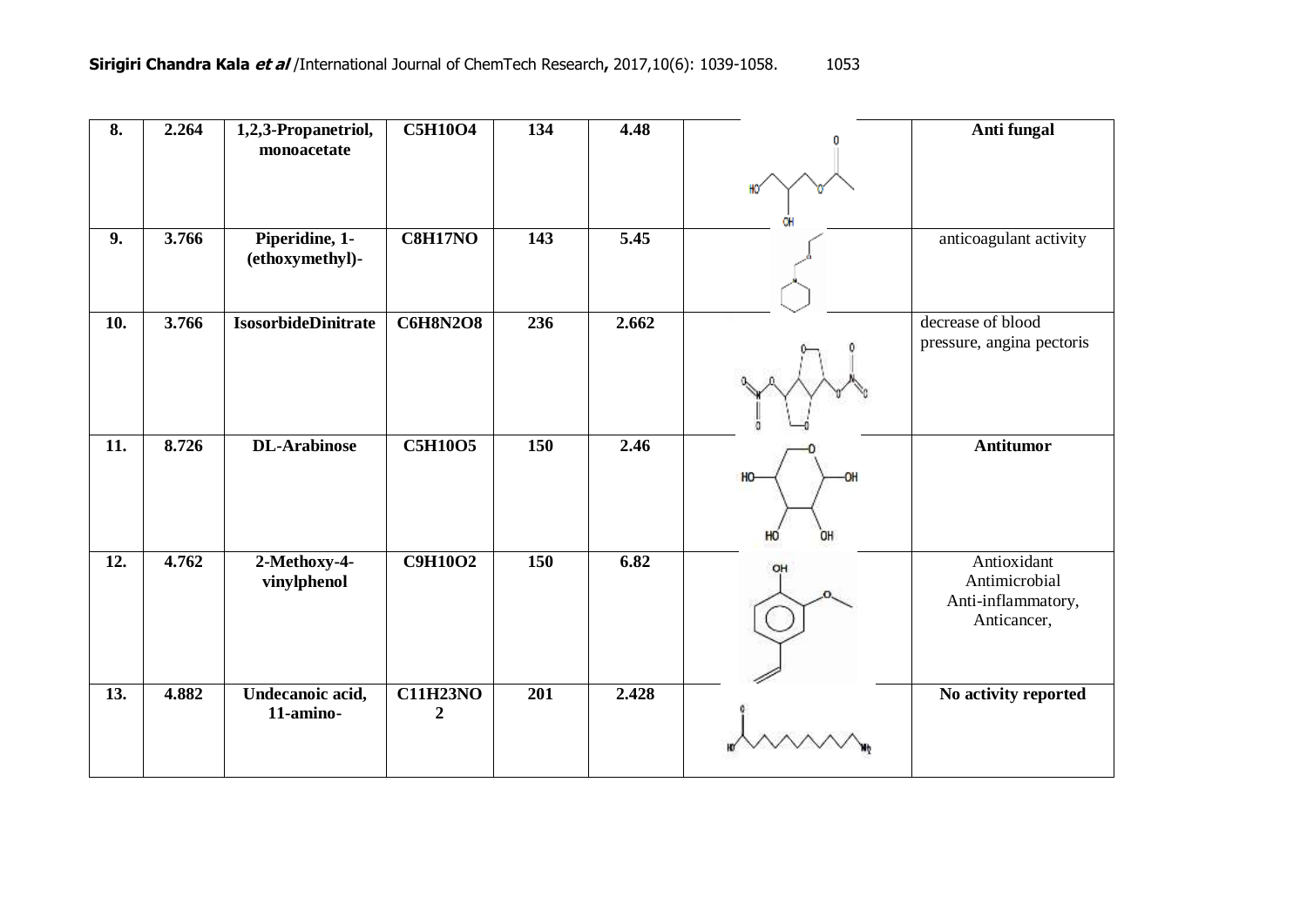| 8. | 2.264 | **1,2,3-Propanetriol, monoacetate** | **C5H10O4** | **134** | **4.48** | | **Anti fungal** |
|---|---|---|---|---|---|---|---|
| **9.** | **3.766** | **Piperidine, 1-(ethoxymethyl)-** | **C8H17NO** | **143** | **5.45** | | anticoagulant activity |
| **10.** | **3.766** | **IsosorbideDinitrate** | **C6H8N2O8** | **236** | **2.662** | | decrease of blood pressure, angina pectoris |
| **11.** | **8.726** | **DL-Arabinose** | **C5H10O5** | **150** | **2.46** | | **Antitumor** |
| **12.** | **4.762** | **2-Methoxy-4-vinylphenol** | **C9H10O2** | **150** | **6.82** | | Antioxidant Antimicrobial Anti-inflammatory, Anticancer, |
| **13.** | **4.882** | **Undecanoic acid, 11-amino-** | **C11H23NO2** | **201** | **2.428** | | **No activity reported** |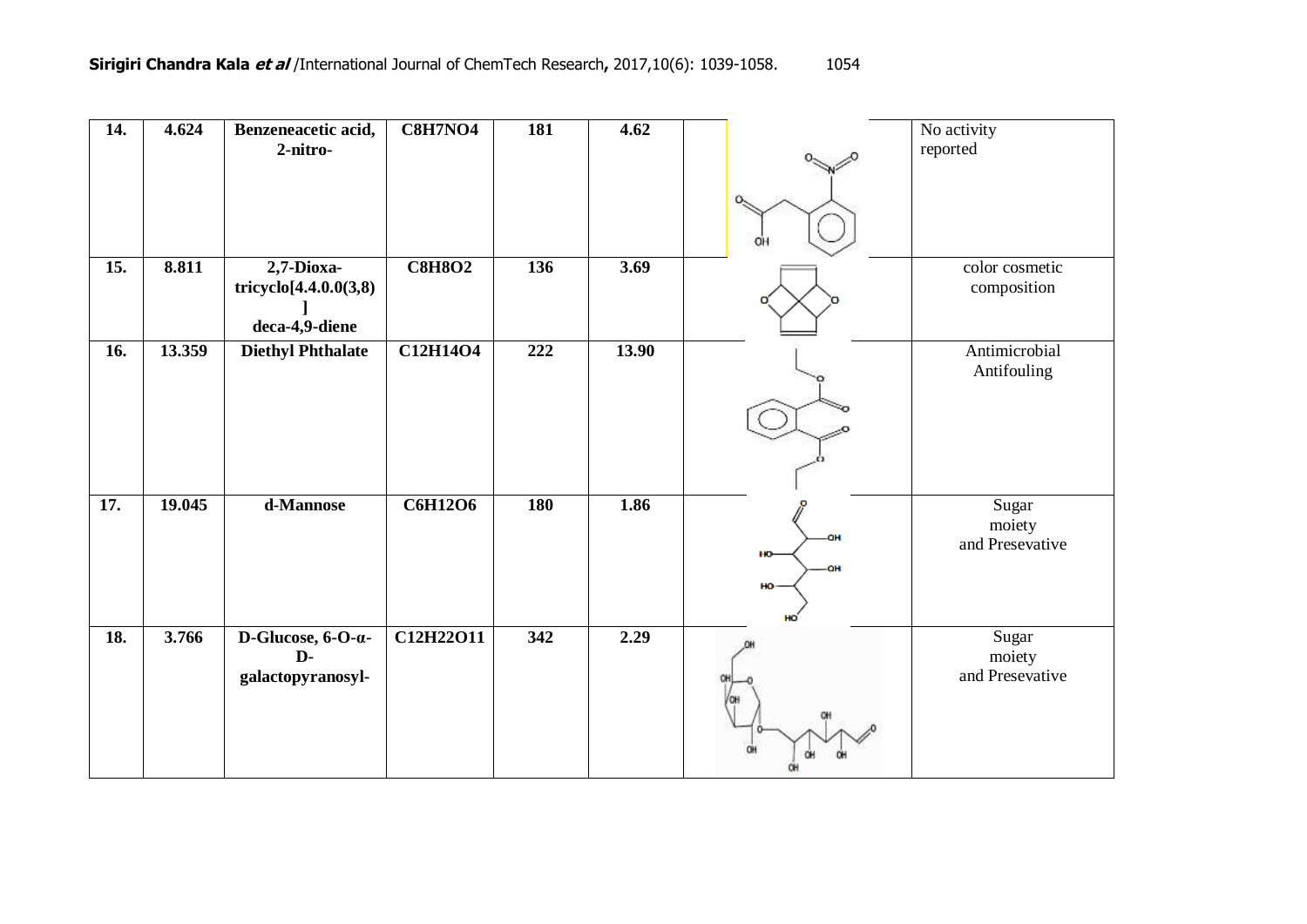| 14. | 4.624 | **Benzeneacetic acid, 2-nitro-** | **C8H7NO4** | **181** | **4.62** | | No activity reported |
|---|---|---|---|---|---|---|---|
| 15. | 8.811 | **2,7-Dioxa-tricyclo[4.4.0.0(3,8) ] deca-4,9-diene** | **C8H8O2** | **136** | **3.69** | | color cosmetic composition |
| 16. | 13.359 | **Diethyl Phthalate** | **C12H14O4** | **222** | **13.90** | | Antimicrobial Antifouling |
| 17. | 19.045 | **d-Mannose** | **C6H12O6** | **180** | **1.86** | | Sugar moiety and Presevative |
| 18. | 3.766 | **D-Glucose, 6-O-α-D-galactopyranosyl-** | **C12H22O11** | **342** | **2.29** | | Sugar moiety and Presevative |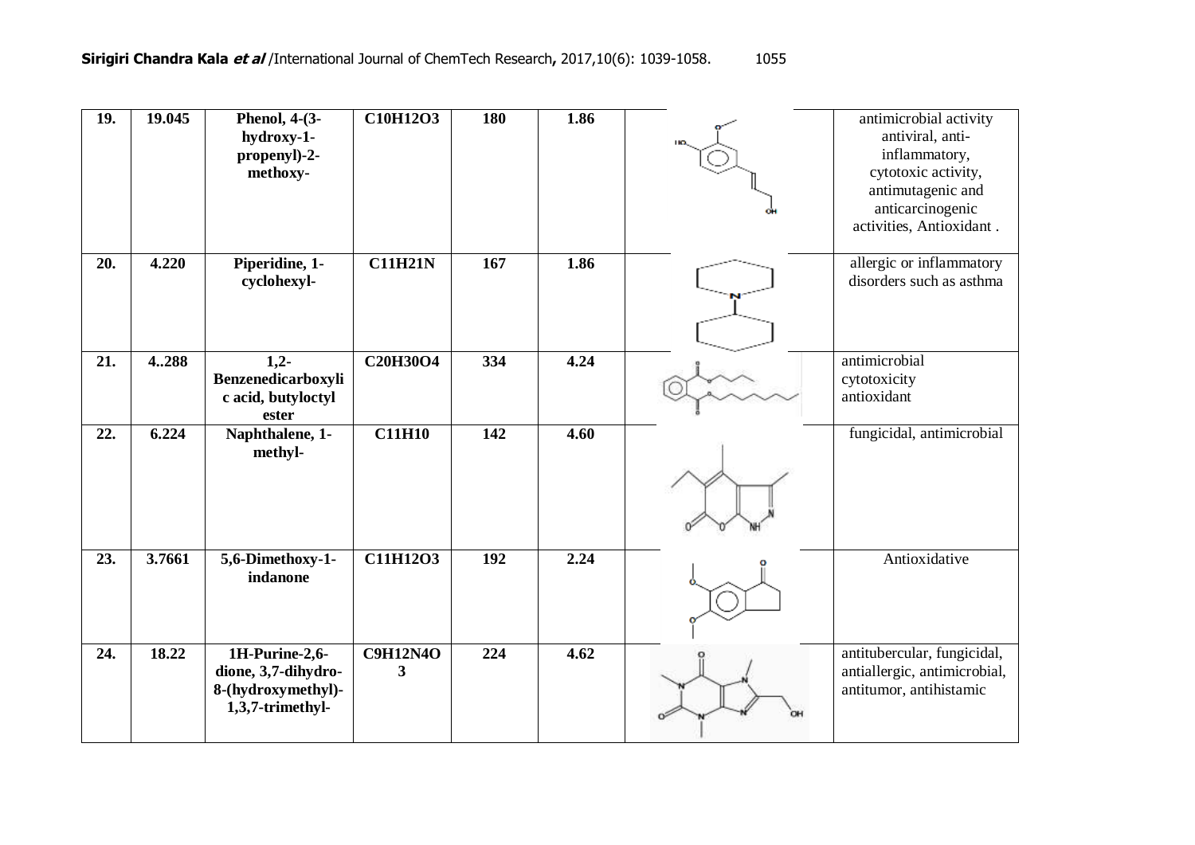| 19. | 19.045 | **Phenol, 4-(3-hydroxy-1-propenyl)-2-methoxy-** | **C10H12O3** | **180** | **1.86** | | antimicrobial activity antiviral, anti-inflammatory, cytotoxic activity, antimutagenic and anticarcinogenic activities, Antioxidant . |
|---|---|---|---|---|---|---|---|
| 20. | 4.220 | **Piperidine, 1-cyclohexyl-** | **C11H21N** | **167** | **1.86** | | allergic or inflammatory disorders such as asthma |
| 21. | 4..288 | **1,2-Benzenedicarboxylic acid, butyloctyl ester** | **C20H30O4** | **334** | **4.24** | | antimicrobial cytotoxicity antioxidant |
| 22. | 6.224 | **Naphthalene, 1-methyl-** | **C11H10** | **142** | **4.60** | | fungicidal, antimicrobial |
| 23. | 3.7661 | **5,6-Dimethoxy-1-indanone** | **C11H12O3** | **192** | **2.24** | | Antioxidative |
| 24. | 18.22 | **1H-Purine-2,6-dione, 3,7-dihydro-8-(hydroxymethyl)-1,3,7-trimethyl-** | **C9H12N4O3** | **224** | **4.62** | | antitubercular, fungicidal, antiallergic, antimicrobial, antitumor, antihistamic |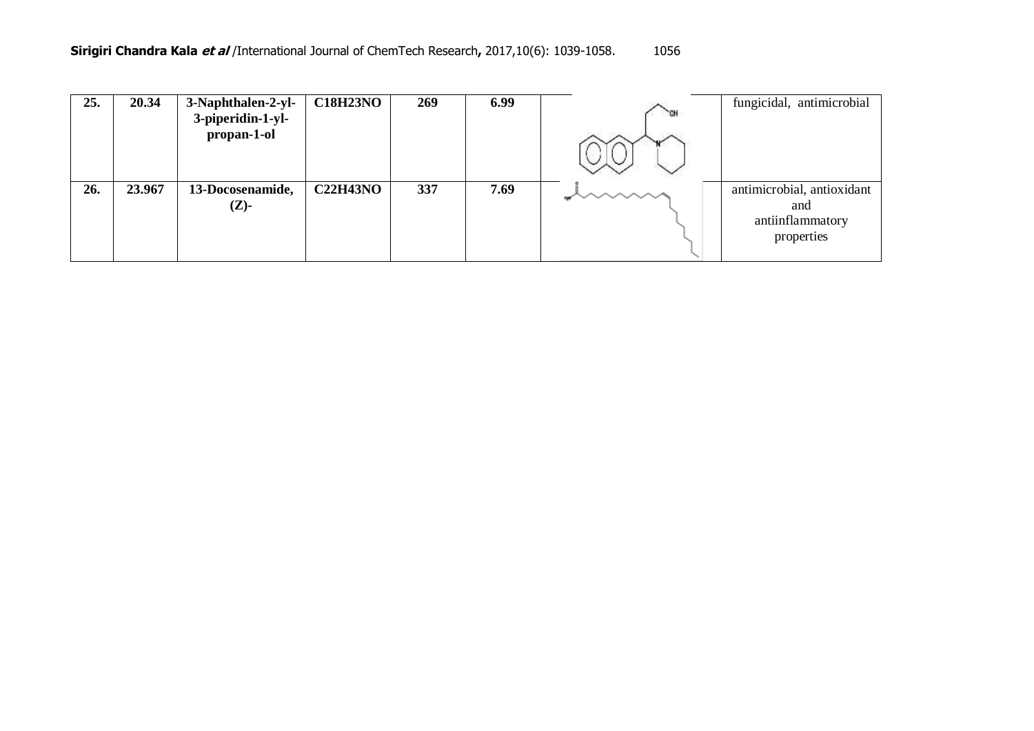| 25. | 20.34 | 3-Naphthalen-2-yl-3-piperidin-1-yl-propan-1-ol | $C_{18}H_{23}NO$ | 269 | 6.99 | | fungicidal, antimicrobial |
|---|---|---|---|---|---|---|---|
| 26. | 23.967 | 13-Docosenamide, (Z)- | $C_{22}H_{43}NO$ | 337 | 7.69 | | antimicrobial, antioxidant and antiinflammatory properties |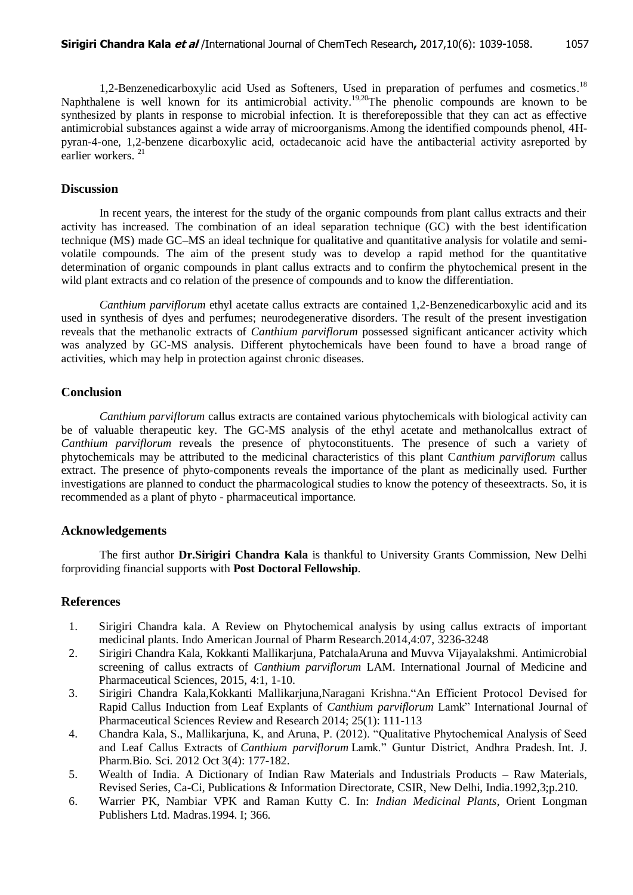1,2-Benzenedicarboxylic acid Used as Softeners, Used in preparation of perfumes and cosmetics.[18] Naphthalene is well known for its antimicrobial activity.[19,20]The phenolic compounds are known to be synthesized by plants in response to microbial infection. It is thereforepossible that they can act as effective antimicrobial substances against a wide array of microorganisms.Among the identified compounds phenol, 4H-pyran-4-one, 1,2-benzene dicarboxylic acid, octadecanoic acid have the antibacterial activity asreported by earlier workers. [21]

## Discussion

In recent years, the interest for the study of the organic compounds from plant callus extracts and their activity has increased. The combination of an ideal separation technique (GC) with the best identification technique (MS) made GC–MS an ideal technique for qualitative and quantitative analysis for volatile and semi-volatile compounds. The aim of the present study was to develop a rapid method for the quantitative determination of organic compounds in plant callus extracts and to confirm the phytochemical present in the wild plant extracts and co relation of the presence of compounds and to know the differentiation.

*Canthium parviflorum* ethyl acetate callus extracts are contained 1,2-Benzenedicarboxylic acid and its used in synthesis of dyes and perfumes; neurodegenerative disorders. The result of the present investigation reveals that the methanolic extracts of *Canthium parviflorum* possessed significant anticancer activity which was analyzed by GC-MS analysis. Different phytochemicals have been found to have a broad range of activities, which may help in protection against chronic diseases.

## Conclusion

*Canthium parviflorum* callus extracts are contained various phytochemicals with biological activity can be of valuable therapeutic key. The GC-MS analysis of the ethyl acetate and methanolcallus extract of *Canthium parviflorum* reveals the presence of phytoconstituents. The presence of such a variety of phytochemicals may be attributed to the medicinal characteristics of this plant C*anthium parviflorum* callus extract. The presence of phyto-components reveals the importance of the plant as medicinally used. Further investigations are planned to conduct the pharmacological studies to know the potency of theseextracts. So, it is recommended as a plant of phyto - pharmaceutical importance.

## Acknowledgements

The first author **Dr.Sirigiri Chandra Kala** is thankful to University Grants Commission, New Delhi forproviding financial supports with **Post Doctoral Fellowship**.

## References

1. Sirigiri Chandra kala. A Review on Phytochemical analysis by using callus extracts of important medicinal plants. Indo American Journal of Pharm Research.2014,4:07, 3236-3248
2. Sirigiri Chandra Kala, Kokkanti Mallikarjuna, PatchalaAruna and Muvva Vijayalakshmi. Antimicrobial screening of callus extracts of *Canthium parviflorum* LAM. International Journal of Medicine and Pharmaceutical Sciences, 2015, 4:1, 1-10.
3. Sirigiri Chandra Kala,Kokkanti Mallikarjuna,Naragani Krishna."An Efficient Protocol Devised for Rapid Callus Induction from Leaf Explants of *Canthium parviflorum* Lamk" International Journal of Pharmaceutical Sciences Review and Research 2014; 25(1): 111-113
4. Chandra Kala, S., Mallikarjuna, K, and Aruna, P. (2012). "Qualitative Phytochemical Analysis of Seed and Leaf Callus Extracts of *Canthium parviflorum* Lamk." Guntur District, Andhra Pradesh. Int. J. Pharm.Bio. Sci. 2012 Oct 3(4): 177-182.
5. Wealth of India. A Dictionary of Indian Raw Materials and Industrials Products – Raw Materials, Revised Series, Ca-Ci, Publications & Information Directorate, CSIR, New Delhi, India.1992,3;p.210.
6. Warrier PK, Nambiar VPK and Raman Kutty C. In: *Indian Medicinal Plants*, Orient Longman Publishers Ltd. Madras.1994. I; 366.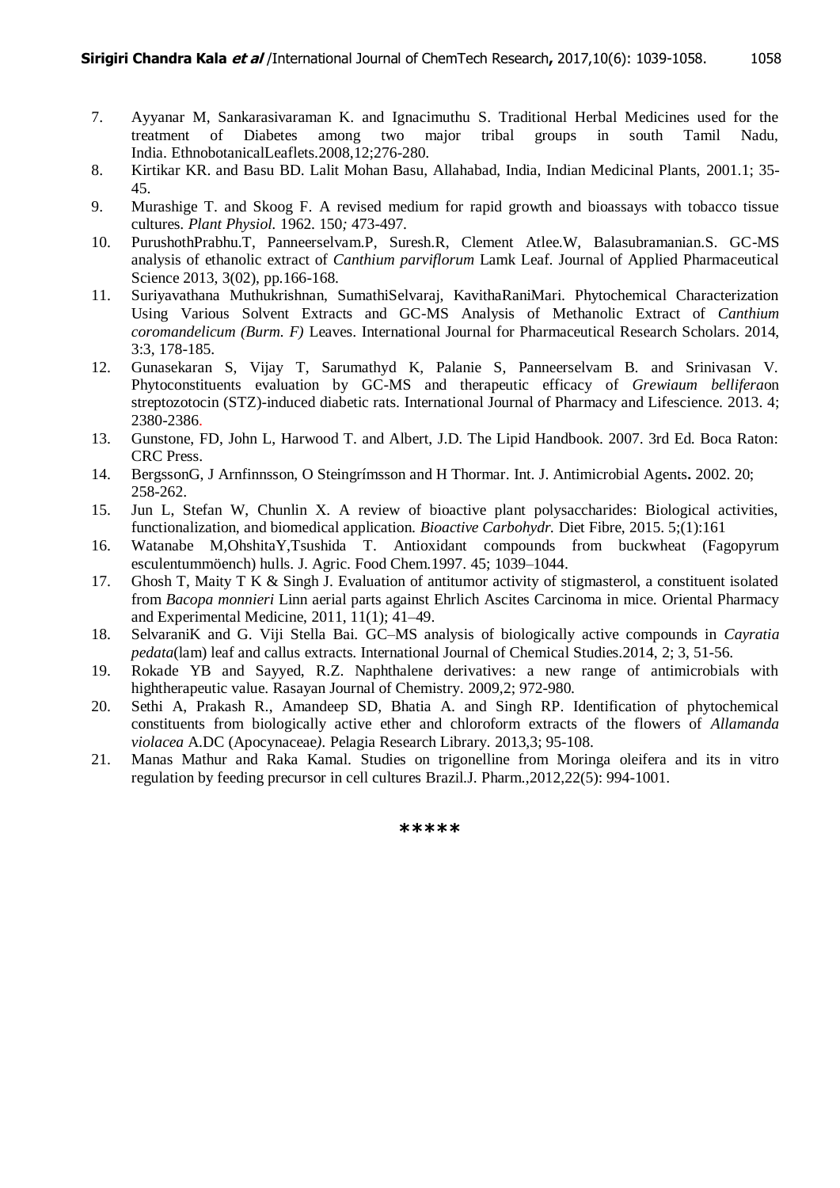7. Ayyanar M, Sankarasivaraman K. and Ignacimuthu S. Traditional Herbal Medicines used for the treatment of Diabetes among two major tribal groups in south Tamil Nadu, India. EthnobotanicalLeaflets.2008,12;276-280.
8. Kirtikar KR. and Basu BD. Lalit Mohan Basu, Allahabad, India, Indian Medicinal Plants, 2001.1; 35-45.
9. Murashige T. and Skoog F. A revised medium for rapid growth and bioassays with tobacco tissue cultures. *Plant Physiol.* 1962. 150*;* 473-497.
10. PurushothPrabhu.T, Panneerselvam.P, Suresh.R, Clement Atlee.W, Balasubramanian.S. GC-MS analysis of ethanolic extract of *Canthium parviflorum* Lamk Leaf. Journal of Applied Pharmaceutical Science 2013, 3(02), pp.166-168.
11. Suriyavathana Muthukrishnan, SumathiSelvaraj, KavithaRaniMari. Phytochemical Characterization Using Various Solvent Extracts and GC-MS Analysis of Methanolic Extract of *Canthium coromandelicum (Burm. F)* Leaves. International Journal for Pharmaceutical Research Scholars. 2014, 3:3, 178-185.
12. Gunasekaran S, Vijay T, Sarumathyd K, Palanie S, Panneerselvam B. and Srinivasan V. Phytoconstituents evaluation by GC-MS and therapeutic efficacy of *Grewiaum bellifera*on streptozotocin (STZ)-induced diabetic rats. International Journal of Pharmacy and Lifescience. 2013. 4; 2380-2386.
13. Gunstone, FD, John L, Harwood T. and Albert, J.D. The Lipid Handbook. 2007. 3rd Ed. Boca Raton: CRC Press.
14. BergssonG, J Arnfinnsson, O Steingrímsson and H Thormar. Int. J. Antimicrobial Agents**.** 2002. 20; 258-262.
15. Jun L, Stefan W, Chunlin X. A review of bioactive plant polysaccharides: Biological activities, functionalization, and biomedical application. *Bioactive Carbohydr.* Diet Fibre, 2015. 5;(1):161
16. Watanabe M,OhshitaY,Tsushida T. Antioxidant compounds from buckwheat (Fagopyrum esculentummöench) hulls. J. Agric. Food Chem.1997. 45; 1039–1044.
17. Ghosh T, Maity T K & Singh J. Evaluation of antitumor activity of stigmasterol, a constituent isolated from *Bacopa monnieri* Linn aerial parts against Ehrlich Ascites Carcinoma in mice. Oriental Pharmacy and Experimental Medicine, 2011, 11(1); 41–49.
18. SelvaraniK and G. Viji Stella Bai. GC–MS analysis of biologically active compounds in *Cayratia pedata*(lam) leaf and callus extracts. International Journal of Chemical Studies.2014, 2; 3, 51-56.
19. Rokade YB and Sayyed, R.Z. Naphthalene derivatives: a new range of antimicrobials with hightherapeutic value. Rasayan Journal of Chemistry. 2009,2; 972-980.
20. Sethi A, Prakash R., Amandeep SD, Bhatia A. and Singh RP. Identification of phytochemical constituents from biologically active ether and chloroform extracts of the flowers of *Allamanda violacea* A.DC (Apocynaceae). Pelagia Research Library. 2013,3; 95-108.
21. Manas Mathur and Raka Kamal. Studies on trigonelline from Moringa oleifera and its in vitro regulation by feeding precursor in cell cultures Brazil.J. Pharm.,2012,22(5): 994-1001.

*****